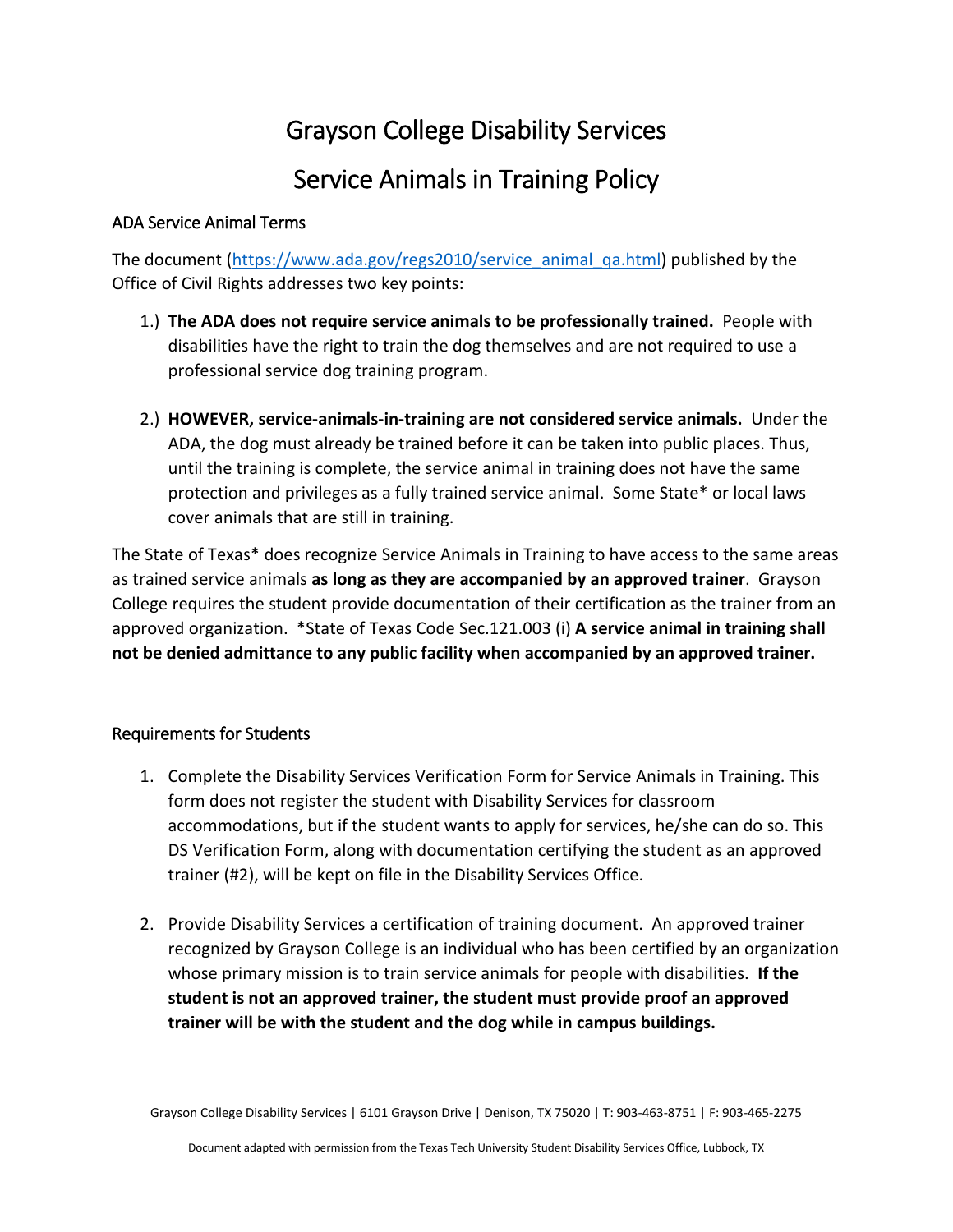# Grayson College Disability Services

# Service Animals in Training Policy

## ADA Service Animal Terms

The document (https://www.ada.gov/regs2010/service_animal_qa.html) published by the Office of Civil Rights addresses two key points:

1.) **The ADA does not require service animals to be professionally trained.** People with disabilities have the right to train the dog themselves and are not required to use a professional service dog training program.

2.) **HOWEVER, service-animals-in-training are not considered service animals.** Under the ADA, the dog must already be trained before it can be taken into public places. Thus, until the training is complete, the service animal in training does not have the same protection and privileges as a fully trained service animal. Some State* or local laws cover animals that are still in training.

The State of Texas* does recognize Service Animals in Training to have access to the same areas as trained service animals **as long as they are accompanied by an approved trainer**. Grayson College requires the student provide documentation of their certification as the trainer from an approved organization. *State of Texas Code Sec.121.003 (i) **A service animal in training shall not be denied admittance to any public facility when accompanied by an approved trainer.**

## Requirements for Students

1. Complete the Disability Services Verification Form for Service Animals in Training. This form does not register the student with Disability Services for classroom accommodations, but if the student wants to apply for services, he/she can do so. This DS Verification Form, along with documentation certifying the student as an approved trainer (#2), will be kept on file in the Disability Services Office.

2. Provide Disability Services a certification of training document. An approved trainer recognized by Grayson College is an individual who has been certified by an organization whose primary mission is to train service animals for people with disabilities. **If the student is not an approved trainer, the student must provide proof an approved trainer will be with the student and the dog while in campus buildings.**

Grayson College Disability Services | 6101 Grayson Drive | Denison, TX 75020 | T: 903-463-8751 | F: 903-465-2275

Document adapted with permission from the Texas Tech University Student Disability Services Office, Lubbock, TX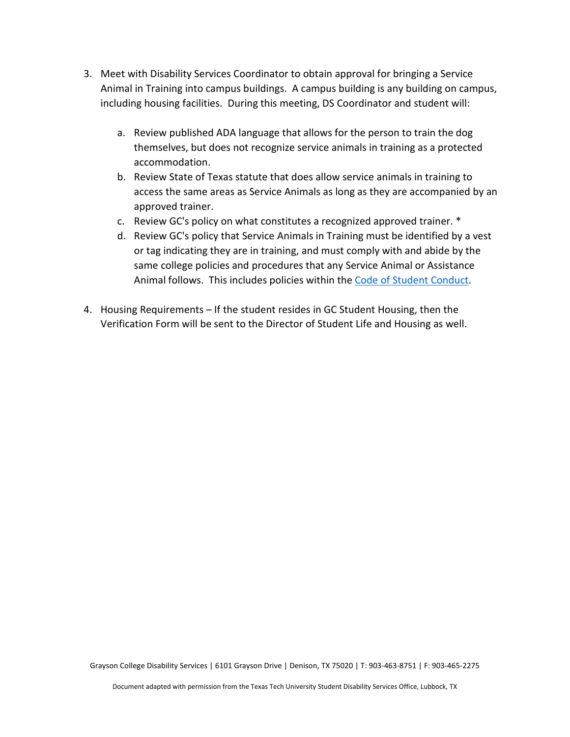3. Meet with Disability Services Coordinator to obtain approval for bringing a Service Animal in Training into campus buildings. A campus building is any building on campus, including housing facilities. During this meeting, DS Coordinator and student will:

    a. Review published ADA language that allows for the person to train the dog themselves, but does not recognize service animals in training as a protected accommodation.
    b. Review State of Texas statute that does allow service animals in training to access the same areas as Service Animals as long as they are accompanied by an approved trainer.
    c. Review GC's policy on what constitutes a recognized approved trainer. *
    d. Review GC's policy that Service Animals in Training must be identified by a vest or tag indicating they are in training, and must comply with and abide by the same college policies and procedures that any Service Animal or Assistance Animal follows. This includes policies within the Code of Student Conduct.

4. Housing Requirements – If the student resides in GC Student Housing, then the Verification Form will be sent to the Director of Student Life and Housing as well.

Grayson College Disability Services | 6101 Grayson Drive | Denison, TX 75020 | T: 903-463-8751 | F: 903-465-2275

Document adapted with permission from the Texas Tech University Student Disability Services Office, Lubbock, TX